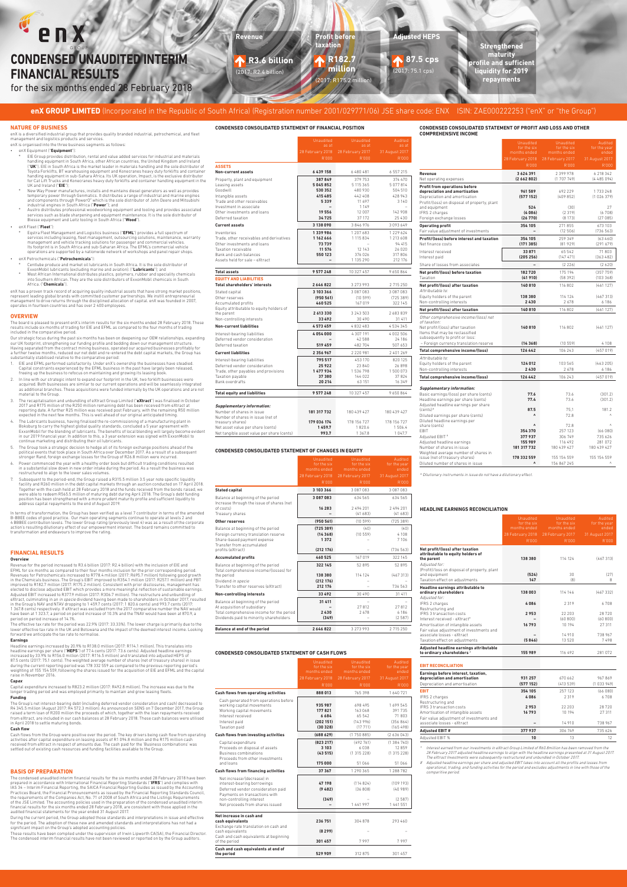# CONDENSED UNAUDITED INTERIM FINANCIAL RESULTS

for the six months ended 28 February 2018

**Revenue** R3.6 billion (2017: R2.4 billion)

**Profit before taxation** R182.7 million (2017: R175.2 million)

**Adjusted HEPS** 87.5 cps (2017: 75.1 cps)

**Strengthened maturity profile and sufficient liquidity for 2019 repayments**

**enX GROUP LIMITED** (Incorporated in the Republic of South Africa) (Registration number 2001/029771/06) JSE share code: ENX ISIN: ZAE000222253 ("enX" or "the Group")

## NATURE OF BUSINESS

enX is a diversified industrial group that provides quality branded industrial, petrochemical, and fleet management and logistics products and services.

enX is organised into the three business segments as follows:

- enX Equipment ("**Equipment**"):
  - EIE Group provides distribution, rental and value added services for industrial and materials handling equipment in South Africa, other African countries, the United Kingdom and Ireland ("**UK**"). EIE in South Africa is the market leader in materials handling and the sole distributor of Toyota Forklifts, BT warehousing equipment and Konecranes heavy duty forklifts and container handling equipment in sub-Sahara Africa. Its UK operation, Impact, is the exclusive distributor for Cat Lift Trucks and Konecranes heavy duty forklifts and container handling equipment in the UK and Ireland ("**EIE**");
  - New Way Power manufactures, installs and maintains diesel generators as well as provides temporary power through Genmatics. It distributes a range of industrial and marine engines and components through PowerQ² which is the sole distributor of John Deere and Mitsubishi industrial engines in South Africa ("**Power**"); and
  - Austro distributes professional woodworking equipment and tooling and provides associated services such as blade sharpening and equipment maintenance. It is the sole distributor of Biesse equipment and Leitz tooling in South Africa ("**Wood**").
- enX Fleet ("**Fleet**"):
  - Eqstra Fleet Management and Logistics business ("**EFML**") provides a full spectrum of services including leasing, fleet management, outsourcing solutions, maintenance, warranty management and vehicle tracking solutions for passenger and commercial vehicles. Its footprint is in South Africa and sub-Saharan Africa. The EFML's commercial vehicle operations are supported by a nationwide network of workshops and panel repair shops.
- enX Petrochemicals ("**Petrochemicals**"):
  - Centlube produce and market oil lubricants in South Africa. It is the sole distributor of ExxonMobil lubricants (excluding marine and aviation). ("**Lubricants**"); and
  - West African International distributes plastics, polymers, rubber and speciality chemicals into Southern African. They are the sole distributors of ExxonMobil chemicals in South Africa. ("**Chemicals**").

enX has a proven track record of acquiring quality industrial assets that have strong market positions, represent leading global brands with committed customer partnerships. We instill entrepreneurial management to drive returns through the disciplined allocation of capital. enX was founded in 2007, operates in fourteen countries and has over 2 400 employees.

## OVERVIEW

The board is pleased to present enX's interim results for the six months ended 28 February 2018. These results include six months of trading for EIE and EFML as compared to the four months of trading included in the comparative period.

Our strategic focus during the past six months has been on deepening our OEM relationships, expanding our UK footprint, strengthening our funding profile and bedding down our management structure. Having separated from the contract mining business, operated our acquired businesses profitably for a further twelve months, reduced our net debt and re-entered the debt capital markets, the Group has substantially stabilised relative to the comparative period:

1. EIE and EFML performed satisfactorily. Under enX's ownership the businesses have steadied. Capital constraints experienced by the EFML business in the past have largely been released, freeing up the business to refocus on maintaining and growing its leasing book.
2. In line with our strategic intent to expand our footprint in the UK, two forklift businesses were acquired. Both businesses are similar to our current operations and will be seamlessly integrated as additional branches. These acquisitions were funded internally by the UK operations and are not material to the Group.
3. The recapitalisation and unbundling of eXtract Group Limited ("**eXtract**") was finalised in October 2017 and R175 million of the R250 million remaining debt has been received from eXtract at reporting date. A further R25 million was received post February, with the remaining R50 million expected in the next few months. This is well ahead of our original anticipated timing.
4. The Lubricants business, having finalised the re-commissioning of a manufacturing plant in Boksburg to carry the highest global quality standards, concluded a 5 year agreement with ExxonMobil for the blending of lubricants. The benefits of local blending will largely become evident in our 2019 financial year. In addition to this, a 3 year extension was signed with ExxonMobil to continue marketing and distributing their oil lubricants.
5. The Group took a strategic decision to hedge all of its foreign exchange positions ahead of the political events that took place in South Africa over December 2017. As a result of a subsequent stronger Rand, foreign exchange losses for the Group of R26.8 million were incurred.
6. Power commenced the year with a healthy order book but difficult trading conditions resulted in a substantial slow down in new order intake during the period. As a result the business was restructured to align to the lower sales volumes.
7. Subsequent to the period-end, the Group raised a R315.5 million 3.5 year note specific liquidity facility and R260 million in the debt capital markets through an auction conducted on 17 April 2018. Together with the cash held at 28 February 2018 and the funds received from the bonds raised, we were able to redeem R565.5 million of maturing debt during April 2018. The Group's debt funding position has been strengthened with a more prudent maturity profile and sufficient liquidity to address capital repayments to the end of August 2019.

In terms of transformation, the Group has been verified as a level 7 contributor in terms of the amended B-BBEE codes of good practice. Our main operating segments continue to operate at levels 2 and 4 BBBEE contribution levels. The lower Group rating (previously level 4) was as a result of the corporate action's resulting dilutionary effect of our empowerment interest. The board remains committed to transformation and endeavours to improve the rating.

## FINANCIAL RESULTS

### Overview

Revenue for the period increased to R3.6 billion (2017: R2.4 billion) with the inclusion of EIE and EFML for six months as compared to their four months inclusion for the prior corresponding period. Revenues for Petrochemicals increased to R778.4 million (2017: R695.7 million) following good growth in the Chemicals business. The Group's EBIT improved to R354.1 million (2017: R257.1 million) and PBT improved to R182.7 million (2017: R175.2 million). Consistent with prior disclosure, management has elected to disclose adjusted EBIT which provides a more meaningful reflection of sustainable earnings. Adjusted EBIT increased to R377.9 million (2017: R306.7 million). The restructure and unbundling of eXtract, culminating in an *in specie* dividend having been made to shareholders in October 2017, resulted in the Group's NAV and NTAV dropping to 1 459.7 cents (2017: 1 820.6 cents) and 993.7 cents (2017: 1 367.8 cents) respectively. If eXtract was excluded from the 2017 comparative number the NAV would have been at 1 323.7, a period on period increase of 10.3% and the TNAV would have been at 870.9, a period on period increase of 14.1%.

The effective tax rate for the period was 22.9% (2017: 33.33%). The lower charge is primarily due to the lower effective tax rate in the UK and Botswana and the impact of the deemed interest income. Looking forward we anticipate the tax rate to normalise.

### Earnings

Headline earnings increased by 20.9% to R138.0 million (2017: R114.1 million). This translates into headline earnings per share ("**HEPS**") of 77.4 cents (2017: 73.6 cents). Adjusted headline earnings increased by 33.9% to R156.0 million (2017: R116.5 million) and translated into adjusted HEPS of 87.5 cents (2017: 75.1 cents). The weighted average number of shares (net of treasury shares) in issue during the current reporting period was 178 332 559 as compared to the previous reporting period's weighting of 155 154 559, following the shares issued for the acquisition of EIE and EFML and the capital raise in November 2016.

### Capex

Capital expenditure increased to R823.2 million (2017: R492.8 million). The increase was due to the longer trading period and was employed primarily to maintain and grow leasing fleets.

### Funding

The Group's net interest-bearing debt (including deferred vendor consideration and cash) decreased to R4 345.5 million (August 2017: R4 572.3 million). As announced on SENS on 7 December 2017, the Group raised a term loan of R200 million the proceeds of which, together with the loan repayments received from eXtract, are included in our cash balances at 28 February 2018. These cash balances were utilised in April 2018 to settle maturing bonds.

### Cash flow

Cash flows from the Group were positive over the period. The key drivers being cash flow from operating activities after capital expenditure on leasing assets of R1 094.8 million and the R175 million cash received from eXtract in respect of amounts due. The cash paid for the 'Business combinations' was settled out of existing cash resources and funding facilities available to the Group.

## BASIS OF PREPARATION

The condensed unaudited interim financial results for the six months ended 28 February 2018 have been prepared in accordance with International Financial Reporting Standards ("**IFRS**") and complies with IAS 34 – Interim Financial Reporting, the SAICA Financial Reporting Guides as issued by the Accounting Practices Board, the Financial Pronouncements as issued by the Financial Reporting Standards Council, the requirements of the Companies Act, No. 71 of 2008 of South Africa and the Listings Requirements of the JSE Limited. The accounting policies used in the preparation of the condensed unaudited interim financial results for the six months ended 28 February 2018, are consistent with those applied in the audited financial statements for the year ended 31 August 2017.

During the current period, the Group adopted those standards and interpretations in issue and effective for the period. The adoption of these new and amended standards and interpretations has not had a significant impact on the Group's adopted accounting policies.

These results have been compiled under the supervision of Irwin Lipworth CA(SA), the Financial Director. The condensed interim financial results have not been reviewed or reported on by the Group auditors.

## CONDENSED CONSOLIDATED STATEMENT OF FINANCIAL POSITION

| | Unaudited as at 28 February 2018 R'000 | Unaudited as at 28 February 2017 R'000 | Audited as at 31 August 2017 R'000 |
|---|---|---|---|
| **ASSETS** | | | |
| **Non-current assets** | **6 439 158** | 6 480 481 | 6 557 215 |
| Property, plant and equipment | 387 849 | 379 753 | 374 470 |
| Leasing assets | 5 045 852 | 5 115 365 | 5 077 814 |
| Goodwill | 530 352 | 480 930 | 504 510 |
| Intangible assets | 415 485 | 442 408 | 428 943 |
| Trade and other receivables | 5 339 | 11 697 | 3 140 |
| Investment in associate | – | 1 149 | – |
| Other investments and loans | 19 556 | 12 007 | 142 908 |
| Deferred taxation | 34 725 | 37 172 | 25 430 |
| **Current assets** | **3 138 090** | 3 846 976 | 3 093 649 |
| Inventories | 1 339 986 | 1 207 683 | 1 229 624 |
| Trade, other receivables and derivatives | 1 162 666 | 1 115 834 | 1 213 608 |
| Other investments and loans | 73 739 | – | 94 415 |
| Taxation receivable | 11 576 | 12 143 | 26 020 |
| Bank and cash balances | 550 123 | 376 026 | 317 806 |
| Assets held for sale – eXtract | – | 1 135 290 | 212 176 |
| **Total assets** | **9 577 248** | 10 327 457 | 9 650 864 |
| **EQUITY AND LIABILITIES** | | | |
| **Total shareholders' interests** | **2 646 822** | 3 273 993 | 2 715 250 |
| Stated capital | 3 103 366 | 3 087 083 | 3 087 083 |
| Other reserves | (950 561) | (10 599) | (725 389) |
| Accumulated profits | 460 525 | 167 019 | 322 145 |
| Equity attributable to equity holders of the parent | 2 613 330 | 3 243 503 | 2 683 839 |
| Non-controlling interests | 33 492 | 30 490 | 31 411 |
| **Non-current liabilities** | **4 573 459** | 4 832 483 | 4 534 345 |
| Interest-bearing liabilities | 4 054 000 | 4 307 191 | 4 002 506 |
| Deferred vendor consideration | – | 42 588 | 24 186 |
| Deferred taxation | 519 459 | 482 704 | 507 653 |
| **Current liabilities** | **2 356 967** | 2 220 981 | 2 401 269 |
| Interest-bearing liabilities | 795 517 | 453 170 | 820 125 |
| Deferred vendor consideration | 25 922 | 23 840 | 26 898 |
| Trade, other payables and provisions | 1 477 934 | 1 536 798 | 1 500 073 |
| Taxation payable | 37 380 | 144 022 | 37 824 |
| Bank overdrafts | 20 214 | 63 151 | 16 349 |
| **Total equity and liabilities** | **9 577 248** | 10 327 457 | 9 650 864 |
| ***Supplementary information:*** | | | |
| Number of shares in issue | 181 317 732 | 180 439 427 | 180 439 427 |
| Number of shares in issue (net of treasury shares) | 179 036 176 | 178 156 727 | 178 156 727 |
| Net asset value per share (cents) | 1 459.7 | 1 820.6 | 1 506.4 |
| Net tangible asset value per share (cents) | 993.7 | 1 367.8 | 1 047.7 |

## CONDENSED CONSOLIDATED STATEMENT OF CHANGES IN EQUITY

| | Unaudited for the six months ended 28 February 2018 R'000 | Unaudited for the six months ended 28 February 2017 R'000 | Audited for the year ended 31 August 2017 R'000 |
|---|---|---|---|
| **Stated capital** | **3 103 366** | 3 087 083 | 3 087 083 |
| Balance at beginning of the period | 3 087 083 | 634 565 | 634 565 |
| Increase through the issue of shares (net of costs) | 16 283 | 2 494 201 | 2 494 201 |
| Treasury shares | – | (41 683) | (41 683) |
| **Other reserves** | **(950 561)** | (10 599) | (725 389) |
| Balance at beginning of the period | (725 389) | (40) | (40) |
| Foreign currency translation reserve | (14 368) | (10 559) | 4 108 |
| Share-based payment expense | 1 372 | – | 7 106 |
| Transfer from accumulated profits (eXtract) | (212 176) | – | (736 563) |
| **Accumulated profits** | **460 525** | 167 019 | 322 145 |
| Balance at beginning of the period | 322 145 | 52 895 | 52 895 |
| Total comprehensive income/(losses) for the period | 138 380 | 114 124 | (467 313) |
| Dividend *in specie* | (212 176) | – | – |
| Transfer to other reserves (eXtract) | 212 176 | – | 736 563 |
| **Non-controlling interests** | **33 492** | 30 490 | 31 411 |
| Balance at beginning of the period | 31 411 | – | – |
| At acquisition of subsidiary | – | 27 812 | 27 812 |
| Total comprehensive income for the period | 2 430 | 2 678 | 6 186 |
| Dividends paid to minority shareholders | (349) | – | (2 587) |
| **Balance at end of the period** | **2 646 822** | 3 273 993 | 2 715 250 |

## CONDENSED CONSOLIDATED STATEMENT OF CASH FLOWS

| | Unaudited for the six months ended 28 February 2018 R'000 | Unaudited for the six months ended 28 February 2017 R'000 | Audited for the year ended 31 August 2017 R'000 |
|---|---|---|---|
| **Cash flows from operating activities** | **888 013** | 765 398 | 1 640 721 |
| Cash generated from operations before working capital movements | 935 987 | 698 495 | 1 699 545 |
| Working capital movements | 177 821 | 163 068 | 391 735 |
| Interest received | 6 684 | 65 542 | 71 803 |
| Interest paid | (202 151) | (143 996) | (356 864) |
| Taxation paid | (30 328) | (17 711) | (165 498) |
| **Cash flows from investing activities** | **(688 629)** | (1 750 885) | (2 636 043) |
| Capital expenditure | (823 217) | (492 761) | (1 384 740) |
| Proceeds on disposal of assets | 3 103 | 6 038 | 12 859 |
| Business combinations | (43 515) | (1 315 228) | (1 315 228) |
| Proceeds from other investments and loans | 175 000 | 51 066 | 51 066 |
| **Cash flows from financing activities** | **37 367** | 1 290 365 | 1 288 782 |
| Net increase/(decrease) in interest-bearing borrowings | 47 198 | (114 824) | (109 193) |
| Deferred vendor consideration paid | (9 482) | (36 808) | (40 989) |
| Payments on transactions with non-controlling interest | (349) | – | (2 587) |
| Net proceeds from shares issued | – | 1 441 997 | 1 441 551 |
| **Net increase in cash and cash equivalents** | **236 751** | 304 878 | 293 460 |
| Exchange rate translation on cash and cash equivalents | (8 299) | – | – |
| Cash and cash equivalents at beginning of the period | 301 457 | 7 997 | 7 997 |
| **Cash and cash equivalents at end of the period** | **529 909** | 312 875 | 301 457 |

## CONDENSED CONSOLIDATED STATEMENT OF PROFIT AND LOSS AND OTHER COMPREHENSIVE INCOME

| | Unaudited for the six months ended 28 February 2018 R'000 | Unaudited for the six months ended 28 February 2017 R'000 | Audited for the year ended 31 August 2017 R'000 |
|---|---|---|---|
| **Revenue** | **3 624 391** | 2 399 978 | 6 218 342 |
| Net operating expenses | (2 662 802) | (1 707 749) | (4 485 094) |
| **Profit from operations before depreciation and amortisation** | **961 589** | 692 229 | 1 733 248 |
| Depreciation and amortisation | (577 152) | (409 852) | (1 026 379) |
| Profit/(loss) on disposal of property, plant and equipment | 524 | (30) | 27 |
| IFRS 2 charges | (4 086) | (2 319) | (6 708) |
| Foreign exchange losses | (26 770) | (8 173) | (27 085) |
| **Operating profit** | **354 105** | 271 855 | 673 103 |
| Fair value adjustment of investments | – | (12 506) | (736 563) |
| **Profit/(loss) before interest and taxation** | **354 105** | 259 349 | (63 460) |
| Net finance costs | (171 385) | (81 929) | (291 679) |
| Interest received | 33 871 | 65 542 | 71 803 |
| Interest paid | (205 256) | (147 471) | (363 482) |
| Share of losses from associates | – | (2 226) | (2 620) |
| **Net profit/(loss) before taxation** | **182 720** | 175 194 | (357 759) |
| Taxation | (41 910) | (58 392) | (103 368) |
| **Net profit/(loss) after taxation** | **140 810** | 116 802 | (461 127) |
| *Attributable to:* | | | |
| Equity holders of the parent | 138 380 | 114 124 | (467 313) |
| Non-controlling interests | 2 430 | 2 678 | 6 186 |
| **Net profit/(loss) after taxation** | **140 810** | 116 802 | (461 127) |
| *Other comprehensive income/(loss) net of taxation:* | | | |
| Net profit/(loss) after taxation | 140 810 | 116 802 | (461 127) |
| Items that may be reclassified subsequently to profit or loss: | | | |
| – Foreign currency translation reserve | (14 368) | (10 559) | 4 108 |
| **Total comprehensive income/(loss)** | **126 442** | 106 243 | (457 019) |
| *Attributable to:* | | | |
| Equity holders of the parent | 124 012 | 103 565 | (463 205) |
| Non-controlling interests | 2 430 | 2 678 | 6 186 |
| **Total comprehensive income/(loss)** | **126 442** | 106 243 | (457 019) |
| ***Supplementary information:*** | | | |
| Basic earnings/(loss) per share (cents) | 77.6 | 73.6 | (301.2) |
| Diluted earnings per share (cents) | 77.4 | 73.6 | (301.2) |
| Adjusted headline earnings per share (cents)# | 87.5 | 75.1 | 181.2 |
| Diluted earnings per share (cents) | ^ | 72.8 | ^ |
| Diluted headline earnings per share (cents) | ^ | 72.8 | ^ |
| EBIT | 354 370 | 257 123 | (66 080) |
| Adjusted EBIT # | 377 937 | 306 749 | 735 626 |
| Adjusted headline earnings | 155 989 | 116 492 | 281 072 |
| Number of shares in issue | 181 317 732 | 180 439 427 | 180 439 427 |
| Weighted average number of shares in issue (net of treasury shares) | 178 332 559 | 155 154 559 | 155 154 559 |
| Diluted number of shares in issue | ^ | 156 867 245 | ^ |

*^ Dilutionary instruments in issue do not have a dilutionary effect.*

## HEADLINE EARNINGS RECONCILIATION

| | Unaudited for the six months ended 28 February 2018 R'000 | Unaudited for the six months ended 28 February 2017 R'000 | Audited for the year ended 31 August 2017 R'000 |
|---|---|---|---|
| **Net profit/(loss) after taxation attributable to equity holders of the parent** | **138 380** | 114 124 | (467 313) |
| *Adjusted for:* | | | |
| (Profit)/loss on disposal of property, plant and equipment | (524) | 30 | (27) |
| Taxation effect on adjustments | 147 | (8) | 8 |
| **Headline earnings attributable to ordinary shareholders** | **138 003** | 114 146 | (467 332) |
| *Adjusted for:* | | | |
| IFRS 2 charges | 4 086 | 2 319 | 6 708 |
| Restructuring and IFRS 3 transaction costs | 2 953 | 22 203 | 28 720 |
| Interest received - eXtract* | – | (60 800) | (60 800) |
| Amortisation of intangible assets | 16 793 | 10 194 | 27 311 |
| Fair value adjustment of investments and associate losses - eXtract | – | 14 910 | 738 967 |
| Taxation effect on adjustments | (5 846) | 13 520 | 7 498 |
| **Adjusted headline earnings attributable to ordinary shareholders #** | **155 989** | 116 492 | 281 072 |

## EBIT RECONCILIATION

| | Unaudited for the six months ended 28 February 2018 R'000 | Unaudited for the six months ended 28 February 2017 R'000 | Audited for the year ended 31 August 2017 R'000 |
|---|---|---|---|
| **Earnings before interest, taxation, depreciation and amortisation** | **931 257** | 670 662 | 967 869 |
| Depreciation and amortisation | (577 152) | (413 539) | (1 033 949) |
| **EBIT** | **354 105** | 257 123 | (66 080) |
| IFRS 2 charges | 4 086 | 2 319 | 6 708 |
| Restructuring and IFRS 3 transaction costs | 2 953 | 22 203 | 28 720 |
| Amortisation of intangible assets | 16 793 | 10 194 | 27 311 |
| Fair value adjustment of investments and associate losses - eXtract | – | 14 910 | 738 967 |
| **Adjusted EBIT #** | **377 937** | 306 749 | 735 626 |
| Adjusted EBIT % | 10 | 13 | 12 |

\* *Interest earned from our investments in eXtract Group Limited of R60.8million has been removed from the 28 February 2017 adjusted headline earnings to align with the headline earnings presented at 31 August 2017. The eXtract investments were subsequently restructured and unbundled in October 2017.*

\# *Adjusted headline earnings per share and adjusted EBIT takes into account all the profits and losses from operational, trading, and funding activities for the period and excludes adjustments in line with those of the comparative period.*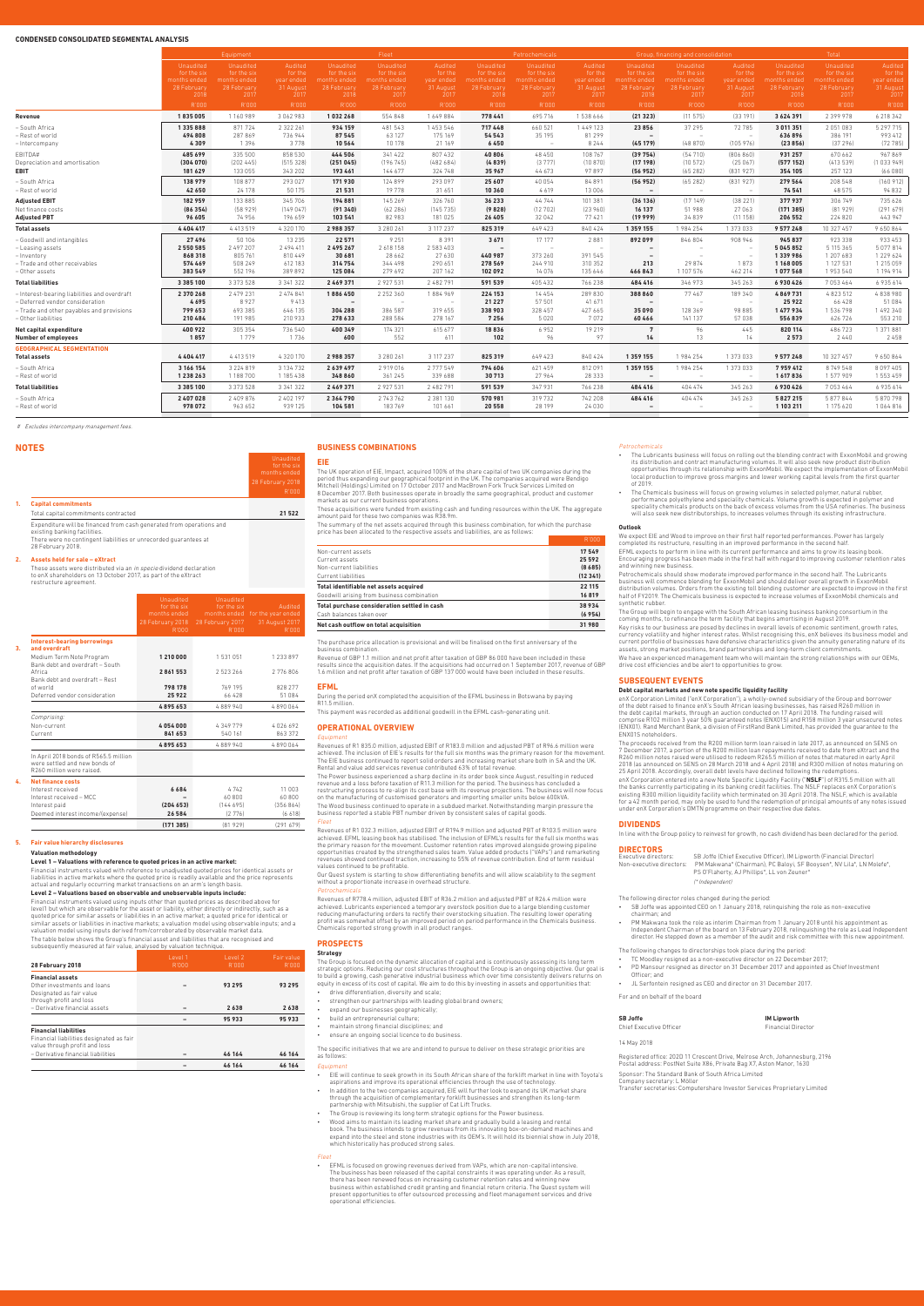## CONDENSED CONSOLIDATED SEGMENTAL ANALYSIS

| | Equipment | | | Fleet | | | Petrochemicals | | | Group, financing and consolidation | | | Total | | |
|---|---|---|---|---|---|---|---|---|---|---|---|---|---|---|---|
| | Unaudited for the six months ended 28 February 2018 | Unaudited for the six months ended 28 February 2017 | Audited for the year ended 31 August 2017 | Unaudited for the six months ended 28 February 2018 | Unaudited for the six months ended 28 February 2017 | Audited for the year ended 31 August 2017 | Unaudited for the six months ended 28 February 2018 | Unaudited for the six months ended 28 February 2017 | Audited for the year ended 31 August 2017 | Unaudited for the six months ended 28 February 2018 | Unaudited for the six months ended 28 February 2017 | Audited for the year ended 31 August 2017 | Unaudited for the six months ended 28 February 2018 | Unaudited for the six months ended 28 February 2017 | Audited for the year ended 31 August 2017 |
| | R'000 | R'000 | R'000 | R'000 | R'000 | R'000 | R'000 | R'000 | R'000 | R'000 | R'000 | R'000 | R'000 | R'000 | R'000 |
| **Revenue** | **1 835 005** | 1 160 989 | 3 062 983 | **1 032 268** | 554 848 | 1 649 884 | **778 441** | 695 716 | 1 538 666 | **(21 323)** | (11 575) | (33 191) | **3 624 391** | 2 399 978 | 6 218 342 |
| – South Africa | **1 335 888** | 871 724 | 2 322 261 | **934 159** | 481 543 | 1 453 546 | **717 448** | 660 521 | 1 449 123 | **23 856** | 37 295 | 72 785 | **3 011 351** | 2 051 083 | 5 297 715 |
| – Rest of world | **494 808** | 287 869 | 736 944 | **87 545** | 63 127 | 175 169 | **54 543** | 35 195 | 81 299 | **–** | – | – | **636 896** | 386 191 | 993 412 |
| – Intercompany | **4 309** | 1 396 | 3 778 | **10 564** | 10 178 | 21 169 | **6 450** | – | 8 244 | **(45 179)** | (48 870) | (105 976) | **(23 856)** | (37 296) | (72 785) |
| EBITDA# | **485 699** | 335 500 | 858 530 | **444 506** | 341 422 | 807 432 | **40 806** | 48 450 | 108 767 | **(39 754)** | (54 710) | (806 860) | **931 257** | 670 662 | 967 869 |
| Depreciation and amortisation | **(304 070)** | (202 445) | (515 328) | **(251 045)** | (196 745) | (482 684) | **(4 839)** | (3 777) | (10 870) | **(17 198)** | (10 572) | (25 067) | **(577 152)** | (413 539) | (1 033 949) |
| **EBIT** | **181 629** | 133 055 | 343 202 | **193 461** | 144 677 | 324 748 | **35 967** | 44 673 | 97 897 | **(56 952)** | (65 282) | (831 927) | **354 105** | 257 123 | (66 080) |
| – South Africa | **138 979** | 108 877 | 293 027 | **171 930** | 124 899 | 293 097 | **25 607** | 40 054 | 84 891 | **(56 952)** | (65 282) | (831 927) | **279 564** | 208 548 | (160 912) |
| – Rest of world | **42 650** | 24 178 | 50 175 | **21 531** | 19 778 | 31 651 | **10 360** | 4 619 | 13 006 | **–** | – | – | **74 541** | 48 575 | 94 832 |
| **Adjusted EBIT** | **182 959** | 133 885 | 345 706 | **194 881** | 145 269 | 326 760 | **36 233** | 44 744 | 101 381 | **(36 136)** | (17 149) | (38 221) | **377 937** | 306 749 | 735 626 |
| Net finance costs | **(86 354)** | (58 929) | (149 047) | **(91 340)** | (62 286) | (145 735) | **(9 828)** | (12 702) | (23 960) | **16 137** | 51 988 | 27 063 | **(171 385)** | (81 929) | (291 679) |
| **Adjusted PBT** | **96 605** | 74 956 | 196 659 | **103 541** | 82 983 | 181 025 | **26 405** | 32 042 | 77 421 | **(19 999)** | 34 839 | (11 158) | **206 552** | 224 820 | 443 947 |
| **Total assets** | **4 404 417** | 4 413 519 | 4 320 170 | **2 988 357** | 3 280 261 | 3 117 237 | **825 319** | 649 423 | 840 424 | **1 359 155** | 1 984 254 | 1 373 033 | **9 577 248** | 10 327 457 | 9 650 864 |
| – Goodwill and intangibles | **27 496** | 50 106 | 13 235 | **22 571** | 9 251 | 8 391 | **3 671** | 17 177 | 2 881 | **892 099** | 846 804 | 908 946 | **945 837** | 923 338 | 933 453 |
| – Leasing assets | **2 550 585** | 2 497 207 | 2 494 411 | **2 495 267** | 2 618 158 | 2 583 403 | **–** | – | – | **–** | – | – | **5 045 852** | 5 115 365 | 5 077 814 |
| – Inventory | **868 318** | 805 761 | 810 449 | **30 681** | 28 652 | 27 630 | **440 987** | 373 260 | 391 545 | **–** | – | – | **1 339 986** | 1 207 683 | 1 229 624 |
| – Trade and other receivables | **574 469** | 508 249 | 612 183 | **314 754** | 344 498 | 290 651 | **278 569** | 244 910 | 310 352 | **213** | 29 874 | 1 873 | **1 168 005** | 1 127 531 | 1 215 059 |
| – Other assets | **383 549** | 552 196 | 389 892 | **125 084** | 279 692 | 207 162 | **102 092** | 14 076 | 135 646 | **466 843** | 1 107 576 | 462 214 | **1 077 568** | 1 953 540 | 1 194 914 |
| **Total liabilities** | **3 385 100** | 3 373 528 | 3 341 322 | **2 469 371** | 2 927 531 | 2 482 791 | **591 539** | 405 432 | 766 238 | **484 416** | 346 973 | 345 263 | **6 930 426** | 7 053 464 | 6 935 614 |
| – Interest-bearing liabilities and overdraft | **2 370 268** | 2 479 231 | 2 474 841 | **1 886 450** | 2 252 360 | 1 884 969 | **224 153** | 14 454 | 289 830 | **388 860** | 77 467 | 189 340 | **4 869 731** | 4 823 512 | 4 838 980 |
| – Deferred vendor consideration | **4 695** | 8 927 | 9 413 | **–** | – | – | **21 227** | 57 501 | 41 671 | **–** | – | – | **25 922** | 66 428 | 51 084 |
| – Trade and other payables and provisions | **799 653** | 693 385 | 646 135 | **304 288** | 386 587 | 319 655 | **338 903** | 328 457 | 427 665 | **35 090** | 128 369 | 98 885 | **1 477 934** | 1 536 798 | 1 492 340 |
| – Other liabilities | **210 484** | 191 985 | 210 933 | **278 633** | 288 584 | 278 167 | **7 256** | 5 020 | 7 072 | **60 466** | 141 137 | 57 038 | **556 839** | 626 726 | 553 210 |
| **Net capital expenditure** | **400 922** | 305 354 | 736 540 | **400 349** | 174 321 | 615 677 | **18 836** | 6 952 | 19 219 | **7** | 96 | 445 | **820 114** | 486 723 | 1 371 881 |
| **Number of employees** | **1 857** | 1 779 | 1 736 | **600** | 552 | 611 | **102** | 96 | 97 | **14** | 13 | 14 | **2 573** | 2 440 | 2 458 |
| **GEOGRAPHICAL SEGMENTATION** | | | | | | | | | | | | | | | |
| **Total assets** | **4 404 417** | 4 413 519 | 4 320 170 | **2 988 357** | 3 280 261 | 3 117 237 | **825 319** | 649 423 | 840 424 | **1 359 155** | 1 984 254 | 1 373 033 | **9 577 248** | 10 327 457 | 9 650 864 |
| – South Africa | **3 166 154** | 3 224 819 | 3 134 732 | **2 639 497** | 2 919 016 | 2 777 549 | **794 606** | 621 459 | 812 091 | **1 359 155** | 1 984 254 | 1 373 033 | **7 959 412** | 8 749 548 | 8 097 405 |
| – Rest of world | **1 238 263** | 1 188 700 | 1 185 438 | **348 860** | 361 245 | 339 688 | **30 713** | 27 964 | 28 333 | **–** | – | – | **1 617 836** | 1 577 909 | 1 553 459 |
| **Total liabilities** | **3 385 100** | 3 373 528 | 3 341 322 | **2 469 371** | 2 927 531 | 2 482 791 | **591 539** | 347 931 | 766 238 | **484 416** | 404 474 | 345 263 | **6 930 426** | 7 053 464 | 6 935 614 |
| – South Africa | **2 407 028** | 2 409 876 | 2 402 197 | **2 364 790** | 2 743 762 | 2 381 130 | **570 981** | 319 732 | 742 208 | **484 416** | 404 474 | 345 263 | **5 827 215** | 5 877 844 | 5 870 798 |
| – Rest of world | **978 072** | 963 652 | 939 125 | **104 581** | 183 769 | 101 661 | **20 558** | 28 199 | 24 030 | **–** | – | – | **1 103 211** | 1 175 620 | 1 064 816 |

# Excludes intercompany management fees.

## NOTES

| | | Unaudited for the six months ended 28 February 2018 R'000 |
|---|---|---|
| **1.** | **Capital commitments** | |
| | Total capital commitments contracted | **21 522** |

Expenditure will be financed from cash generated from operations and existing banking facilities.

There were no contingent liabilities or unrecorded guarantees at 28 February 2018.

**2. Assets held for sale – eXtract**

These assets were distributed via an *in specie* dividend declaration to enX shareholders on 13 October 2017, as part of the eXtract restructure agreement.

| | | Unaudited for the six months ended 28 February 2018 R'000 | Unaudited for the six months ended 28 February 2017 R'000 | Audited for the year ended 31 August 2017 R'000 |
|---|---|---|---|---|
| **3.** | **Interest-bearing borrowings and overdraft** | | | |
| | Medium Term Note Program | **1 210 000** | 1 531 051 | 1 233 897 |
| | Bank debt and overdraft – South Africa | **2 861 553** | 2 523 266 | 2 776 806 |
| | Bank debt and overdraft – Rest of world | **798 178** | 769 195 | 828 277 |
| | Deferred vendor consideration | **25 922** | 66 428 | 51 084 |
| | | **4 895 653** | 4 889 940 | 4 890 064 |
| | *Comprising:* | | | |
| | Non-current | **4 054 000** | 4 349 779 | 4 026 692 |
| | Current | **841 653** | 540 161 | 863 372 |
| | | **4 895 653** | 4 889 940 | 4 890 064 |
| | In April 2018 bonds of R565.5 million were settled and new bonds of R260 million were raised. | | | |
| **4.** | **Net finance costs** | | | |
| | Interest received | **6 684** | 4 742 | 11 003 |
| | Interest received – MCC | **–** | 60 800 | 60 800 |
| | Interest paid | **(204 653)** | (144 695) | (356 864) |
| | Deemed interest income/(expense) | **26 584** | (2 776) | (6 618) |
| | | **(171 385)** | (81 929) | (291 679) |

**5. Fair value hierarchy disclosures**

**Valuation methodology**

**Level 1 – Valuations with reference to quoted prices in an active market:**

Financial instruments valued with reference to unadjusted quoted prices for identical assets or liabilities in active markets where the quoted price is readily available and the price represents actual and regularly occurring market transactions on an arm's length basis.

**Level 2 – Valuations based on observable and unobservable inputs include:**

Financial instruments valued using inputs other than quoted prices as described above for level1 but which are observable for the asset or liability, either directly or indirectly, such as a quoted price for similar assets or liabilities in an active market; a quoted price for identical or similar assets or liabilities in inactive markets; a valuation model using observable inputs; and a valuation model using inputs derived from/corroborated by observable market data.

The table below shows the Group's financial asset and liabilities that are recognised and subsequently measured at fair value, analysed by valuation technique.

| 28 February 2018 | Level 1 R'000 | Level 2 R'000 | Fair value R'000 |
|---|---|---|---|
| **Financial assets** | | | |
| Other investments and loans Designated as fair value through profit and loss | **–** | **93 295** | **93 295** |
| – Derivative financial assets | **–** | **2 638** | **2 638** |
| | **–** | **95 933** | **95 933** |
| **Financial liabilities** | | | |
| Financial liabilities designated as fair value through profit and loss | | | |
| – Derivative financial liabilities | **–** | **46 164** | **46 164** |
| | **–** | **46 164** | **46 164** |

## BUSINESS COMBINATIONS

### EIE

The UK operation of EIE, Impact, acquired 100% of the share capital of two UK companies during the period thus expanding our geographical footprint in the UK. The companies acquired were Bendigo Mitchell (Holdings) Limited on 17 October 2017 and MacBrown Fork Truck Services Limited on 8 December 2017. Both businesses operate in broadly the same geographical, product and customer markets as our current business operations.

These acquisitions were funded from existing cash and funding resources within the UK. The aggregate amount paid for these two companies was R38.9m.

The summary of the net assets acquired through this business combination, for which the purchase price has been allocated to the respective assets and liabilities, are as follows:

| | R'000 |
|---|---|
| Non-current assets | 17 549 |
| Current assets | 25 592 |
| Non-current liabilities | (8 685) |
| Current liabilities | (12 341) |
| **Total identifiable net assets acquired** | **22 115** |
| Goodwill arising from business combination | 16 819 |
| **Total purchase consideration settled in cash** | **38 934** |
| Cash balances taken over | (6 954) |
| **Net cash outflow on total acquisition** | **31 980** |

The purchase price allocation is provisional and will be finalised on the first anniversary of the business combination.

Revenue of GBP 1.1 million and net profit after taxation of GBP 86 000 have been included in these results since the acquisition dates. If the acquisitions had occurred on 1 September 2017, revenue of GBP 1.6 million and net profit after taxation of GBP 137 000 would have been included in these results.

### EFML

During the period enX completed the acquisition of the EFML business in Botswana by paying R11.5 million.

This payment was recorded as additional goodwill in the EFML cash-generating unit.

## OPERATIONAL OVERVIEW

*Equipment*

Revenues of R1 835.0 million, adjusted EBIT of R183.0 million and adjusted PBT of R96.6 million were achieved. The inclusion of EIE's results for the full six months was the primary reason for the movement. The EIE business continued to report solid orders and increasing market share both in SA and the UK. Rental and value add services revenue contributed 63% of total revenue.

The Power business experienced a sharp decline in its order book since August, resulting in reduced revenue and a loss before taxation of R11.3 million for the period. The business has concluded a restructuring process to re-align its cost base with its revenue projections. The business will now focus on the manufacturing of customised generators and importing smaller units below 600kVA.

The Wood business continued to operate in a subdued market. Notwithstanding margin pressure the business reported a stable PBT number driven by consistent sales of capital goods.

*Fleet*

Revenues of R1 032.3 million, adjusted EBIT of R194.9 million and adjusted PBT of R103.5 million were achieved. EFML leasing book has stabilised. The inclusion of EFML's results for the full six months was the primary reason for the movement. Customer retention rates improved alongside growing pipeline opportunities created by the strengthened sales team. Value added products ("VAPs") and remarketing revenues showed continued traction, increasing to 55% of revenue contribution. End of term residual values continued to be profitable.

Our Quest system is starting to show differentiating benefits and will allow scalability to the segment without a proportionate increase in overhead structure.

*Petrochemicals*

Revenues of R778.4 million, adjusted EBIT of R36.2 million and adjusted PBT of R26.4 million were achieved. Lubricants experienced a temporary overstock position due to a large blending customer reducing manufacturing orders to rectify their overstocking situation. The resulting lower operating profit was somewhat offset by an improved period on period performance in the Chemicals business. Chemicals reported strong growth in all product ranges.

## PROSPECTS

### Strategy

The Group is focused on the dynamic allocation of capital and is continuously assessing its long term strategic options. Reducing our cost structures throughout the Group is an ongoing objective. Our goal is to build a growing, cash generative industrial business which over time consistently delivers returns on equity in excess of its cost of equity. We aim to do this by investing in assets and opportunities that:

- drive differentiation, diversity and scale;
- strengthen our partnerships with leading global brand owners;
- expand our businesses geographically;
- build an entrepreneurial culture;
- maintain strong financial disciplines; and
- ensure an ongoing social licence to do business.

The specific initiatives that we are and intend to pursue to deliver on these strategic priorities are as follows:

*Equipment*

- EIE will continue to seek growth in its South African share of the forklift market in line with Toyota's aspirations and improve its operational efficiencies through the use of technology.
- In addition to the two companies acquired, EIE will further look to expand its UK market share through the acquisition of complementary forklift businesses and strengthen its long-term partnership with Mitsubishi, the supplier of Cat Lift Trucks.
- The Group is reviewing its long term strategic options for the Power business.
- Wood aims to maintain its leading market share and gradually build a leasing and rental book. The business intends to grow revenues from its innovating box-on-demand machines and expand into the steel and stone industries with its OEM's. It will hold its biennial show in July 2018, which historically has produced strong sales.

*Fleet*

- EFML is focused on growing revenues derived from VAPs, which are non-capital intensive. The business has been released of the capital constraints it was operating under. As a result, there has been renewed focus on increasing customer retention rates and winning new business within established credit granting and financial return criteria. The Quest system will present opportunities to offer outsourced processing and fleet management services and drive operational efficiencies.

*Petrochemicals*

- The Lubricants business will focus on rolling out the blending contract with ExxonMobil and growing its distribution and contract manufacturing volumes. It will also seek new product distribution opportunities through its relationship with ExxonMobil. We expect the implementation of ExxonMobil local production to improve gross margins and lower working capital levels from the first quarter of 2019.
- The Chemicals business will focus on growing volumes in selected polymer, natural rubber, performance polyethylene and speciality chemicals. Volume growth is expected in polymer and speciality chemicals products on the back of excess volumes from the USA refineries. The business will also seek new distributorships, to increases volumes through its existing infrastructure.

### Outlook

We expect EIE and Wood to improve on their first half reported performances. Power has largely completed its restructure, resulting in an improved performance in the second half.

EFML expects to perform in line with its current performance and aims to grow its leasing book. Encouraging progress has been made in the first half with regard to improving customer retention rates and winning new business.

Petrochemicals should show moderate improved performance in the second half. The Lubricants business will commence blending for ExxonMobil and should deliver overall growth in ExxonMobil distribution volumes. Orders from the existing toll blending customer are expected to improve in the first half of FY2019. The Chemicals business is expected to increase volumes of ExxonMobil chemicals and synthetic rubber.

The Group will begin to engage with the South African leasing business banking consortium in the coming months, to refinance the term facility that begins amortising in August 2019.

Key risks to our business are posed by declines in overall levels of economic sentiment, growth rates, currency volatility and higher interest rates. Whilst recognising this, enX believes its business model and current portfolio of businesses have defensive characteristics given the annuity generating nature of its assets, strong market positions, brand partnerships and long-term client commitments.

We have an experienced management team who will maintain the strong relationships with our OEMs, drive cost efficiencies and be alert to opportunities to grow.

## SUBSEQUENT EVENTS

### Debt capital markets and new note specific liquidity facility

enX Corporation Limited ("enX Corporation"), a wholly-owned subsidiary of the Group and borrower of the debt raised to finance enX's South African leasing businesses, has raised R260 million in the debt capital markets, through an auction conducted on 17 April 2018. The funding raised will comprise R102 million 3 year 50% guaranteed notes (ENX015) and R158 million 3 year unsecured notes (ENX01). Rand Merchant Bank, a division of FirstRand Bank Limited, has provided the guarantee to the ENX015 noteholders.

The proceeds received from the R200 million term loan raised in late 2017, as announced on SENS on 7 December 2017, a portion of the R200 million loan repayments received to date from eXtract and the R260 million notes raised were utilised to redeem R265.5 million of notes that matured in early April 2018 (as announced on SENS on 28 March 2018 and 4 April 2018) and R300 million of notes maturing on 25 April 2018. Accordingly, overall debt levels have declined following the redemptions.

enX Corporation entered into a new Note Specific Liquidity Facility ("**NSLF**") of R315.5 million with all the banks currently participating in its banking credit facilities. The NSLF replaces enX Corporation's existing R300 million liquidity facility which terminated on 30 April 2018. The NSLF, which is available for a 42 month period, may only be used to fund the redemption of principal amounts of any notes issued under enX Corporation's DMTN programme on their respective due dates.

## DIVIDENDS

In line with the Group policy to reinvest for growth, no cash dividend has been declared for the period.

## DIRECTORS

Executive directors: SB Joffe (Chief Executive Officer), IM Lipworth (Financial Director)

Non-executive directors: PM Makwana* (Chairman), PC Baloyi, SF Booysen*, NV Lila*, LN Molefe*, PS O'Flaherty, AJ Phillips*, LL von Zeuner*

*(* Independent)*

The following director roles changed during the period:

- SB Joffe was appointed CEO on 1 January 2018, relinquishing the role as non-executive chairman; and
- PM Makwana took the role as interim Chairman from 1 January 2018 until his appointment as Independent Chairman of the board on 13 February 2018, relinquishing the role as Lead Independent director. He stepped down as a member of the audit and risk committee with this new appointment.

The following changes to directorships took place during the period:

- TC Moodley resigned as a non-executive director on 22 December 2017;
- PD Mansour resigned as director on 31 December 2017 and appointed as Chief Investment Officer; and
- JL Serfontein resigned as CEO and director on 31 December 2017.

For and on behalf of the board

**SB Joffe**
Chief Executive Officer

**IM Lipworth**
Financial Director

14 May 2018

Registered office: 2020 11 Crescent Drive, Melrose Arch, Johannesburg, 2196
Postal address: PostNet Suite X86, Private Bag X7, Aston Manor, 1630

Sponsor: The Standard Bank of South Africa Limited
Company secretary: L Möller
Transfer secretaries: Computershare Investor Services Proprietary Limited